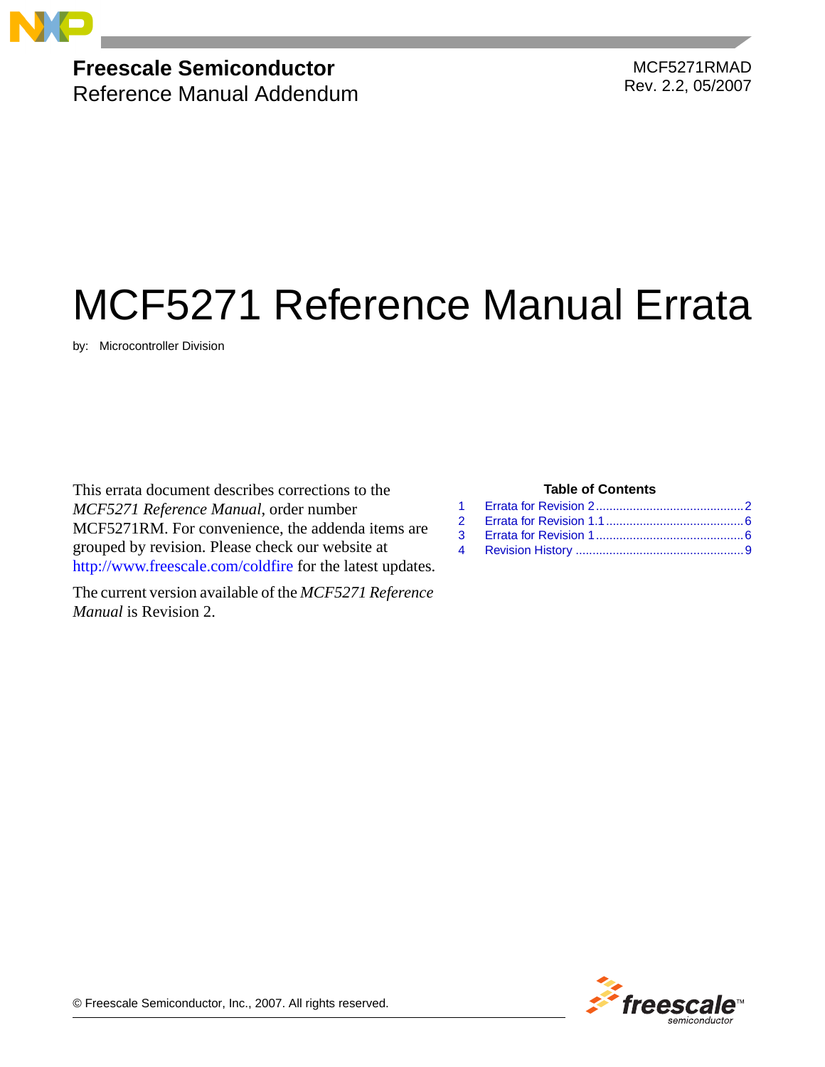**Freescale Semiconductor**
Reference Manual Addendum

MCF5271RMAD
Rev. 2.2, 05/2007

# MCF5271 Reference Manual Errata

by: Microcontroller Division

This errata document describes corrections to the *MCF5271 Reference Manual*, order number MCF5271RM. For convenience, the addenda items are grouped by revision. Please check our website at http://www.freescale.com/coldfire for the latest updates.

The current version available of the *MCF5271 Reference Manual* is Revision 2.

**Table of Contents**

1. Errata for Revision 2 .......... 2
2. Errata for Revision 1.1 .......... 6
3. Errata for Revision 1 .......... 6
4. Revision History .......... 9

© Freescale Semiconductor, Inc., 2007. All rights reserved.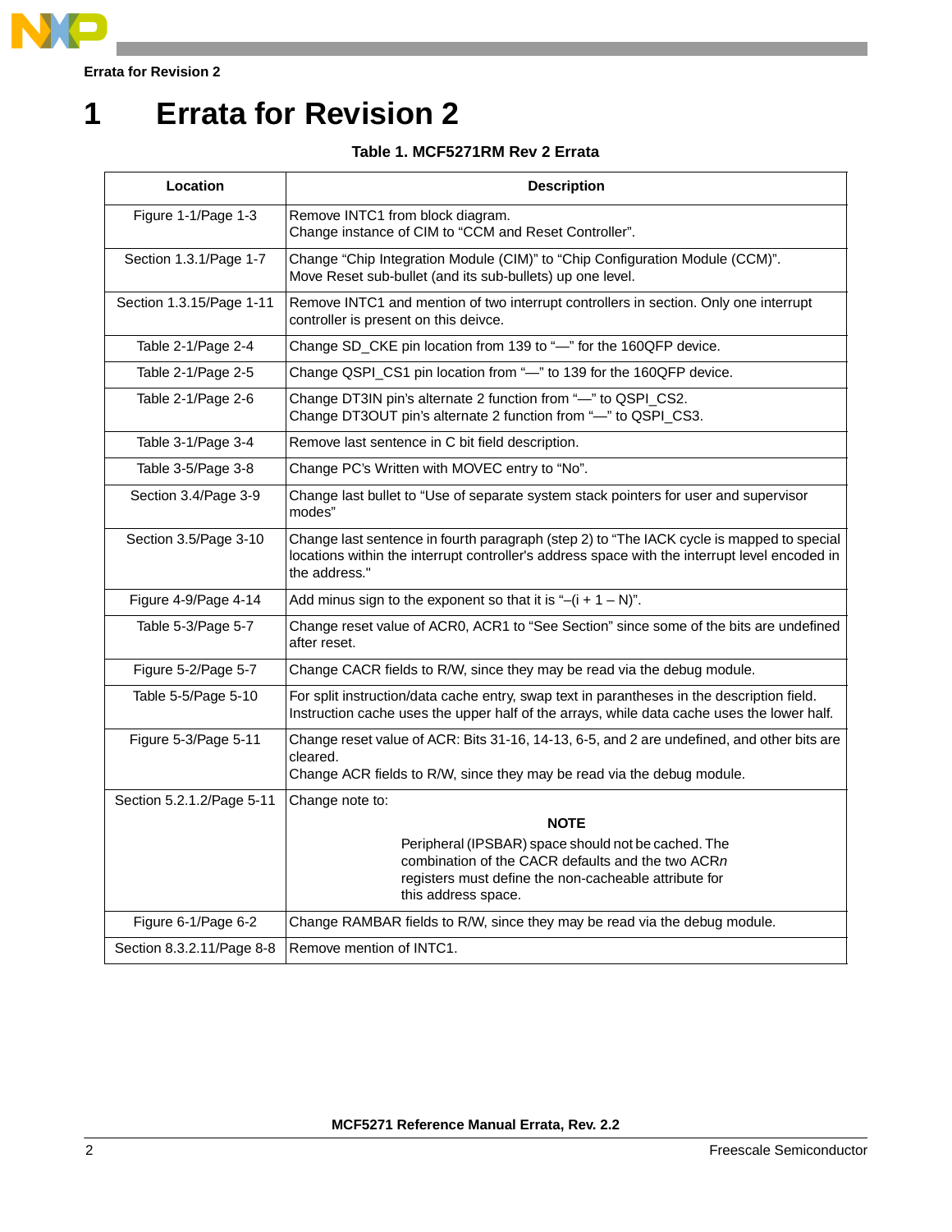# 1 Errata for Revision 2

**Table 1. MCF5271RM Rev 2 Errata**

| Location | Description |
|---|---|
| Figure 1-1/Page 1-3 | Remove INTC1 from block diagram.<br>Change instance of CIM to "CCM and Reset Controller". |
| Section 1.3.1/Page 1-7 | Change "Chip Integration Module (CIM)" to "Chip Configuration Module (CCM)".<br>Move Reset sub-bullet (and its sub-bullets) up one level. |
| Section 1.3.15/Page 1-11 | Remove INTC1 and mention of two interrupt controllers in section. Only one interrupt controller is present on this deivce. |
| Table 2-1/Page 2-4 | Change SD_CKE pin location from 139 to "—" for the 160QFP device. |
| Table 2-1/Page 2-5 | Change QSPI_CS1 pin location from "—" to 139 for the 160QFP device. |
| Table 2-1/Page 2-6 | Change DT3IN pin's alternate 2 function from "—" to QSPI_CS2.<br>Change DT3OUT pin's alternate 2 function from "—" to QSPI_CS3. |
| Table 3-1/Page 3-4 | Remove last sentence in C bit field description. |
| Table 3-5/Page 3-8 | Change PC's Written with MOVEC entry to "No". |
| Section 3.4/Page 3-9 | Change last bullet to "Use of separate system stack pointers for user and supervisor modes" |
| Section 3.5/Page 3-10 | Change last sentence in fourth paragraph (step 2) to "The IACK cycle is mapped to special locations within the interrupt controller's address space with the interrupt level encoded in the address." |
| Figure 4-9/Page 4-14 | Add minus sign to the exponent so that it is "–(i + 1 – N)". |
| Table 5-3/Page 5-7 | Change reset value of ACR0, ACR1 to "See Section" since some of the bits are undefined after reset. |
| Figure 5-2/Page 5-7 | Change CACR fields to R/W, since they may be read via the debug module. |
| Table 5-5/Page 5-10 | For split instruction/data cache entry, swap text in parantheses in the description field. Instruction cache uses the upper half of the arrays, while data cache uses the lower half. |
| Figure 5-3/Page 5-11 | Change reset value of ACR: Bits 31-16, 14-13, 6-5, and 2 are undefined, and other bits are cleared.<br>Change ACR fields to R/W, since they may be read via the debug module. |
| Section 5.2.1.2/Page 5-11 | Change note to:<br>**NOTE**<br>Peripheral (IPSBAR) space should not be cached. The combination of the CACR defaults and the two ACR*n* registers must define the non-cacheable attribute for this address space. |
| Figure 6-1/Page 6-2 | Change RAMBAR fields to R/W, since they may be read via the debug module. |
| Section 8.3.2.11/Page 8-8 | Remove mention of INTC1. |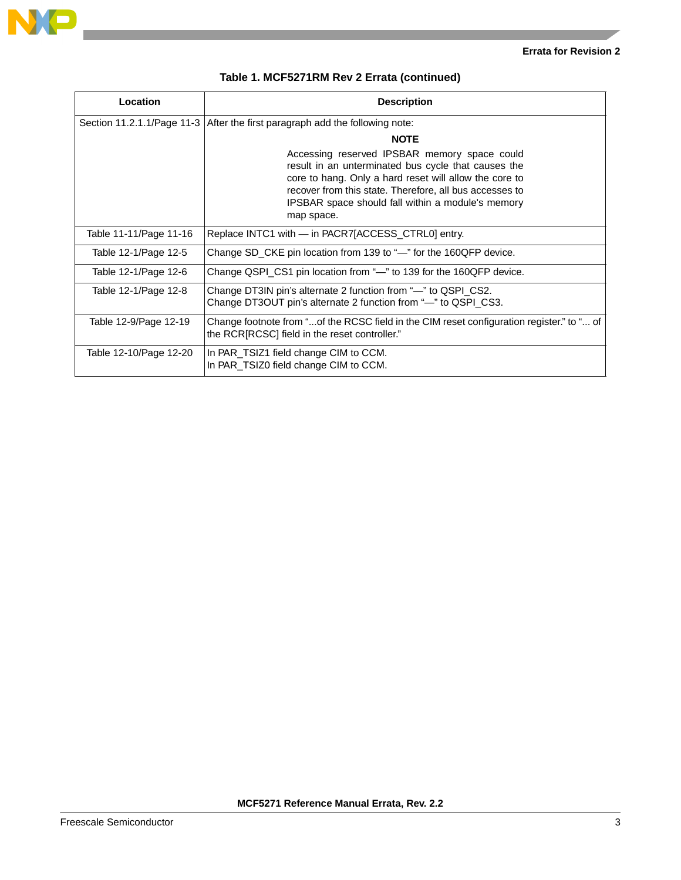**Table 1. MCF5271RM Rev 2 Errata (continued)**

| Location | Description |
|---|---|
| Section 11.2.1.1/Page 11-3 | After the first paragraph add the following note:<br>**NOTE**<br>Accessing reserved IPSBAR memory space could result in an unterminated bus cycle that causes the core to hang. Only a hard reset will allow the core to recover from this state. Therefore, all bus accesses to IPSBAR space should fall within a module's memory map space. |
| Table 11-11/Page 11-16 | Replace INTC1 with — in PACR7[ACCESS_CTRL0] entry. |
| Table 12-1/Page 12-5 | Change SD_CKE pin location from 139 to "—" for the 160QFP device. |
| Table 12-1/Page 12-6 | Change QSPI_CS1 pin location from "—" to 139 for the 160QFP device. |
| Table 12-1/Page 12-8 | Change DT3IN pin's alternate 2 function from "—" to QSPI_CS2.<br>Change DT3OUT pin's alternate 2 function from "—" to QSPI_CS3. |
| Table 12-9/Page 12-19 | Change footnote from "...of the RCSC field in the CIM reset configuration register." to "... of the RCR[RCSC] field in the reset controller." |
| Table 12-10/Page 12-20 | In PAR_TSIZ1 field change CIM to CCM.<br>In PAR_TSIZ0 field change CIM to CCM. |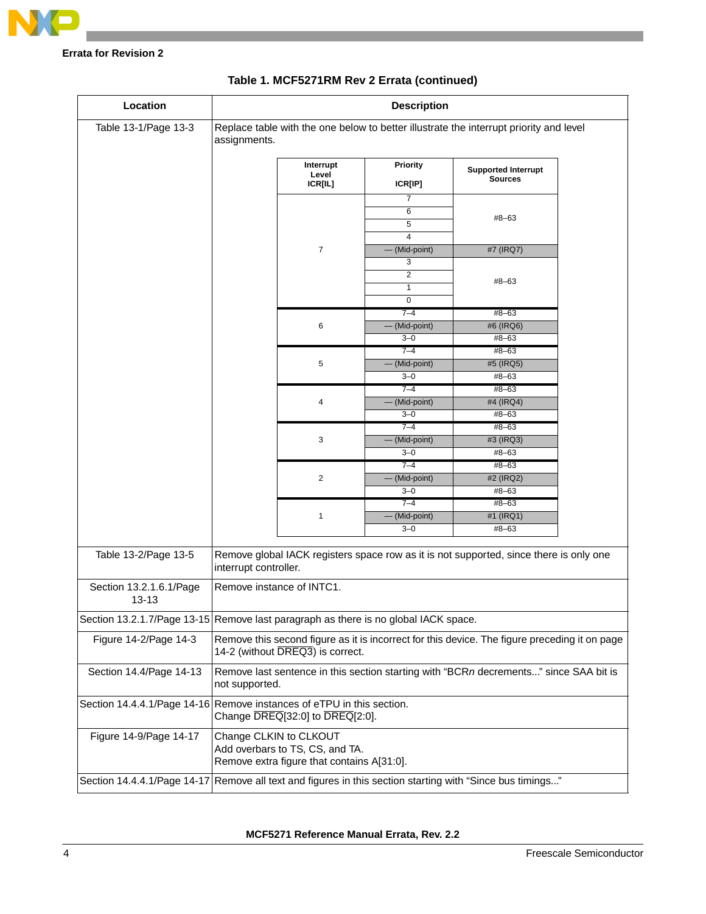Errata for Revision 2

**Table 1. MCF5271RM Rev 2 Errata (continued)**

| Location | Description |
|---|---|
| Table 13-1/Page 13-3 | Replace table with the one below to better illustrate the interrupt priority and level assignments. (See nested table below.) |
| Table 13-2/Page 13-5 | Remove global IACK registers space row as it is not supported, since there is only one interrupt controller. |
| Section 13.2.1.6.1/Page 13-13 | Remove instance of INTC1. |
| Section 13.2.1.7/Page 13-15 | Remove last paragraph as there is no global IACK space. |
| Figure 14-2/Page 14-3 | Remove this second figure as it is incorrect for this device. The figure preceding it on page 14-2 (without $\overline{\text{DREQ3}}$) is correct. |
| Section 14.4/Page 14-13 | Remove last sentence in this section starting with "BCR*n* decrements..." since SAA bit is not supported. |
| Section 14.4.4.1/Page 14-16 | Remove instances of eTPU in this section.<br>Change $\overline{\text{DREQ}}$[32:0] to $\overline{\text{DREQ}}$[2:0]. |
| Figure 14-9/Page 14-17 | Change CLKIN to CLKOUT<br>Add overbars to TS, CS, and TA.<br>Remove extra figure that contains A[31:0]. |
| Section 14.4.4.1/Page 14-17 | Remove all text and figures in this section starting with "Since bus timings..." |

Replacement Table 13-1:

| Interrupt Level ICR[IL] | Priority ICR[IP] | Supported Interrupt Sources |
|---|---|---|
| 7 | 7 | #8–63 |
| | 6 | |
| | 5 | |
| | 4 | |
| | — (Mid-point) | #7 (IRQ7) |
| | 3 | #8–63 |
| | 2 | |
| | 1 | |
| | 0 | |
| 6 | 7–4 | #8–63 |
| | — (Mid-point) | #6 (IRQ6) |
| | 3–0 | #8–63 |
| 5 | 7–4 | #8–63 |
| | — (Mid-point) | #5 (IRQ5) |
| | 3–0 | #8–63 |
| 4 | 7–4 | #8–63 |
| | — (Mid-point) | #4 (IRQ4) |
| | 3–0 | #8–63 |
| 3 | 7–4 | #8–63 |
| | — (Mid-point) | #3 (IRQ3) |
| | 3–0 | #8–63 |
| 2 | 7–4 | #8–63 |
| | — (Mid-point) | #2 (IRQ2) |
| | 3–0 | #8–63 |
| 1 | 7–4 | #8–63 |
| | — (Mid-point) | #1 (IRQ1) |
| | 3–0 | #8–63 |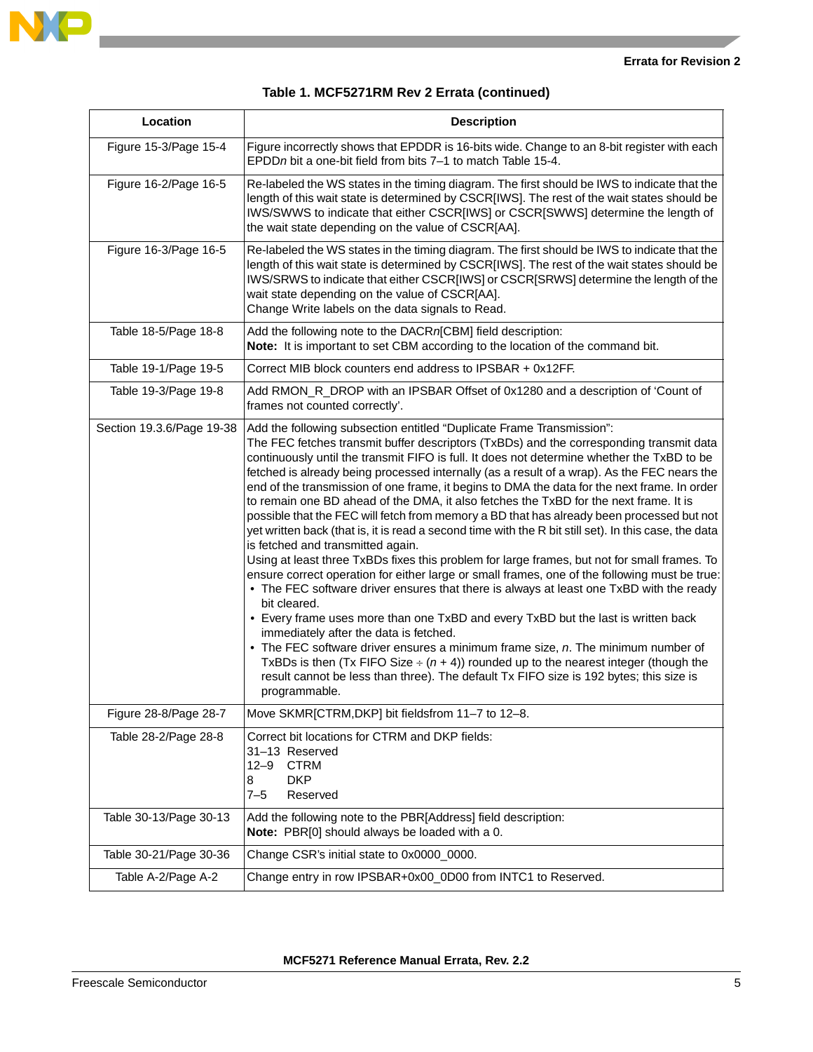**Table 1. MCF5271RM Rev 2 Errata (continued)**

| Location | Description |
| --- | --- |
| Figure 15-3/Page 15-4 | Figure incorrectly shows that EPDDR is 16-bits wide. Change to an 8-bit register with each EPDD*n* bit a one-bit field from bits 7–1 to match Table 15-4. |
| Figure 16-2/Page 16-5 | Re-labeled the WS states in the timing diagram. The first should be IWS to indicate that the length of this wait state is determined by CSCR[IWS]. The rest of the wait states should be IWS/SWWS to indicate that either CSCR[IWS] or CSCR[SWWS] determine the length of the wait state depending on the value of CSCR[AA]. |
| Figure 16-3/Page 16-5 | Re-labeled the WS states in the timing diagram. The first should be IWS to indicate that the length of this wait state is determined by CSCR[IWS]. The rest of the wait states should be IWS/SRWS to indicate that either CSCR[IWS] or CSCR[SRWS] determine the length of the wait state depending on the value of CSCR[AA].<br>Change Write labels on the data signals to Read. |
| Table 18-5/Page 18-8 | Add the following note to the DACR*n*[CBM] field description:<br>**Note:** It is important to set CBM according to the location of the command bit. |
| Table 19-1/Page 19-5 | Correct MIB block counters end address to IPSBAR + 0x12FF. |
| Table 19-3/Page 19-8 | Add RMON_R_DROP with an IPSBAR Offset of 0x1280 and a description of 'Count of frames not counted correctly'. |
| Section 19.3.6/Page 19-38 | Add the following subsection entitled "Duplicate Frame Transmission":<br>The FEC fetches transmit buffer descriptors (TxBDs) and the corresponding transmit data continuously until the transmit FIFO is full. It does not determine whether the TxBD to be fetched is already being processed internally (as a result of a wrap). As the FEC nears the end of the transmission of one frame, it begins to DMA the data for the next frame. In order to remain one BD ahead of the DMA, it also fetches the TxBD for the next frame. It is possible that the FEC will fetch from memory a BD that has already been processed but not yet written back (that is, it is read a second time with the R bit still set). In this case, the data is fetched and transmitted again.<br>Using at least three TxBDs fixes this problem for large frames, but not for small frames. To ensure correct operation for either large or small frames, one of the following must be true:<br>• The FEC software driver ensures that there is always at least one TxBD with the ready bit cleared.<br>• Every frame uses more than one TxBD and every TxBD but the last is written back immediately after the data is fetched.<br>• The FEC software driver ensures a minimum frame size, *n*. The minimum number of TxBDs is then (Tx FIFO Size ÷ (*n* + 4)) rounded up to the nearest integer (though the result cannot be less than three). The default Tx FIFO size is 192 bytes; this size is programmable. |
| Figure 28-8/Page 28-7 | Move SKMR[CTRM,DKP] bit fieldsfrom 11–7 to 12–8. |
| Table 28-2/Page 28-8 | Correct bit locations for CTRM and DKP fields:<br>31–13 Reserved<br>12–9 CTRM<br>8 DKP<br>7–5 Reserved |
| Table 30-13/Page 30-13 | Add the following note to the PBR[Address] field description:<br>**Note:** PBR[0] should always be loaded with a 0. |
| Table 30-21/Page 30-36 | Change CSR's initial state to 0x0000_0000. |
| Table A-2/Page A-2 | Change entry in row IPSBAR+0x00_0D00 from INTC1 to Reserved. |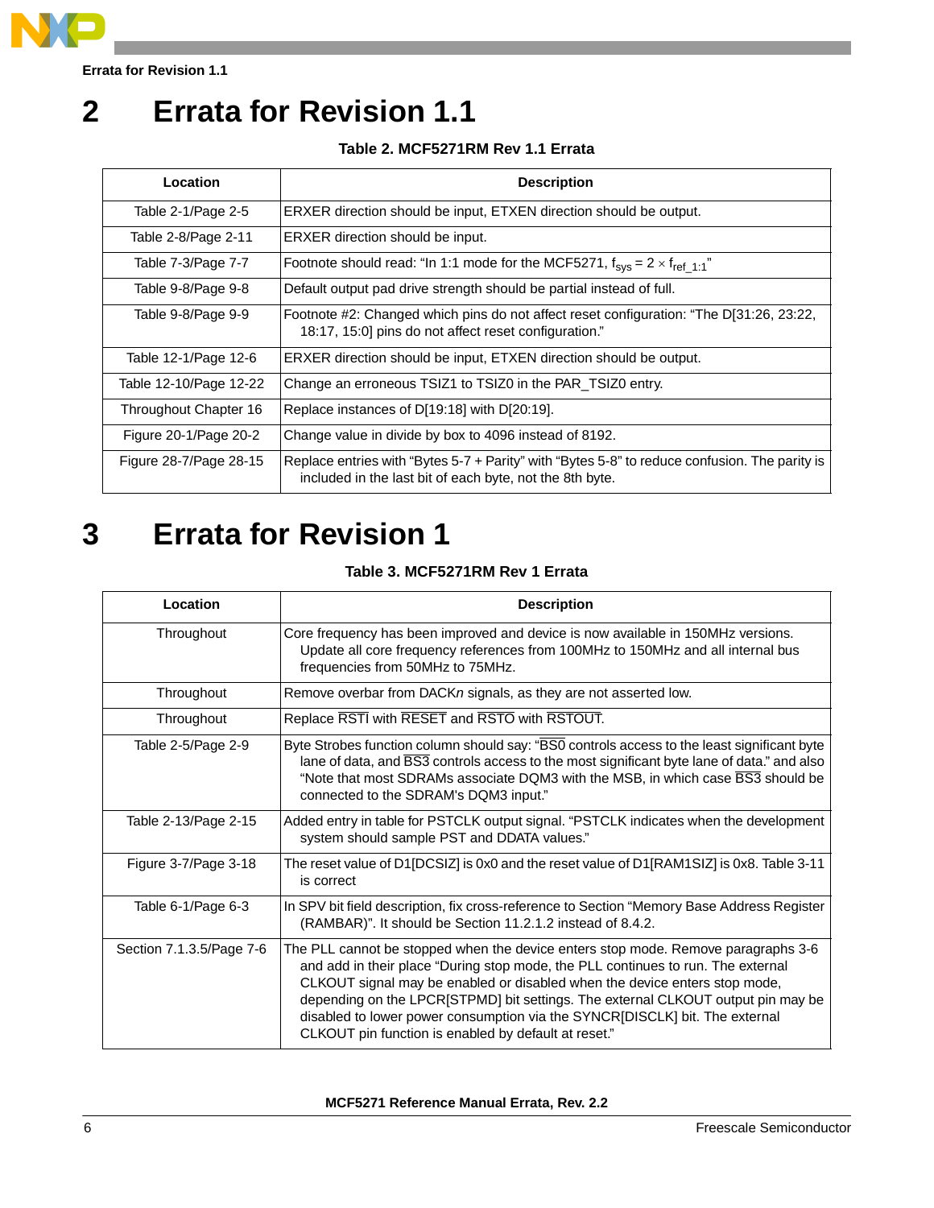# 2 Errata for Revision 1.1

**Table 2. MCF5271RM Rev 1.1 Errata**

| Location | Description |
|---|---|
| Table 2-1/Page 2-5 | ERXER direction should be input, ETXEN direction should be output. |
| Table 2-8/Page 2-11 | ERXER direction should be input. |
| Table 7-3/Page 7-7 | Footnote should read: “In 1:1 mode for the MCF5271, $f_{sys} = 2 \times f_{ref\_1:1}$” |
| Table 9-8/Page 9-8 | Default output pad drive strength should be partial instead of full. |
| Table 9-8/Page 9-9 | Footnote #2: Changed which pins do not affect reset configuration: “The D[31:26, 23:22, 18:17, 15:0] pins do not affect reset configuration.” |
| Table 12-1/Page 12-6 | ERXER direction should be input, ETXEN direction should be output. |
| Table 12-10/Page 12-22 | Change an erroneous TSIZ1 to TSIZ0 in the PAR_TSIZ0 entry. |
| Throughout Chapter 16 | Replace instances of D[19:18] with D[20:19]. |
| Figure 20-1/Page 20-2 | Change value in divide by box to 4096 instead of 8192. |
| Figure 28-7/Page 28-15 | Replace entries with “Bytes 5-7 + Parity” with “Bytes 5-8” to reduce confusion. The parity is included in the last bit of each byte, not the 8th byte. |

# 3 Errata for Revision 1

**Table 3. MCF5271RM Rev 1 Errata**

| Location | Description |
|---|---|
| Throughout | Core frequency has been improved and device is now available in 150MHz versions. Update all core frequency references from 100MHz to 150MHz and all internal bus frequencies from 50MHz to 75MHz. |
| Throughout | Remove overbar from DACK*n* signals, as they are not asserted low. |
| Throughout | Replace $\overline{\text{RSTI}}$ with $\overline{\text{RESET}}$ and $\overline{\text{RSTO}}$ with $\overline{\text{RSTOUT}}$. |
| Table 2-5/Page 2-9 | Byte Strobes function column should say: “$\overline{\text{BS0}}$ controls access to the least significant byte lane of data, and $\overline{\text{BS3}}$ controls access to the most significant byte lane of data.” and also “Note that most SDRAMs associate DQM3 with the MSB, in which case $\overline{\text{BS3}}$ should be connected to the SDRAM's DQM3 input.” |
| Table 2-13/Page 2-15 | Added entry in table for PSTCLK output signal. “PSTCLK indicates when the development system should sample PST and DDATA values.” |
| Figure 3-7/Page 3-18 | The reset value of D1[DCSIZ] is 0x0 and the reset value of D1[RAM1SIZ] is 0x8. Table 3-11 is correct |
| Table 6-1/Page 6-3 | In SPV bit field description, fix cross-reference to Section “Memory Base Address Register (RAMBAR)”. It should be Section 11.2.1.2 instead of 8.4.2. |
| Section 7.1.3.5/Page 7-6 | The PLL cannot be stopped when the device enters stop mode. Remove paragraphs 3-6 and add in their place “During stop mode, the PLL continues to run. The external CLKOUT signal may be enabled or disabled when the device enters stop mode, depending on the LPCR[STPMD] bit settings. The external CLKOUT output pin may be disabled to lower power consumption via the SYNCR[DISCLK] bit. The external CLKOUT pin function is enabled by default at reset.” |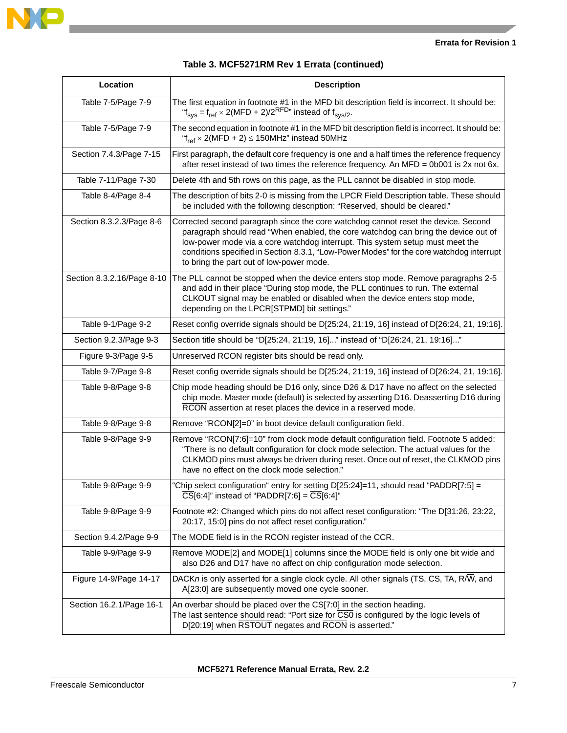**Table 3. MCF5271RM Rev 1 Errata (continued)**

| Location | Description |
|---|---|
| Table 7-5/Page 7-9 | The first equation in footnote #1 in the MFD bit description field is incorrect. It should be: "$f_{sys} = f_{ref} \times 2(MFD + 2)/2^{RFD}$" instead of $f_{sys/2}$. |
| Table 7-5/Page 7-9 | The second equation in footnote #1 in the MFD bit description field is incorrect. It should be: "$f_{ref} \times 2(MFD + 2) \leq$ 150MHz" instead 50MHz |
| Section 7.4.3/Page 7-15 | First paragraph, the default core frequency is one and a half times the reference frequency after reset instead of two times the reference frequency. An MFD = 0b001 is 2x not 6x. |
| Table 7-11/Page 7-30 | Delete 4th and 5th rows on this page, as the PLL cannot be disabled in stop mode. |
| Table 8-4/Page 8-4 | The description of bits 2-0 is missing from the LPCR Field Description table. These should be included with the following description: "Reserved, should be cleared." |
| Section 8.3.2.3/Page 8-6 | Corrected second paragraph since the core watchdog cannot reset the device. Second paragraph should read "When enabled, the core watchdog can bring the device out of low-power mode via a core watchdog interrupt. This system setup must meet the conditions specified in Section 8.3.1, "Low-Power Modes" for the core watchdog interrupt to bring the part out of low-power mode. |
| Section 8.3.2.16/Page 8-10 | The PLL cannot be stopped when the device enters stop mode. Remove paragraphs 2-5 and add in their place "During stop mode, the PLL continues to run. The external CLKOUT signal may be enabled or disabled when the device enters stop mode, depending on the LPCR[STPMD] bit settings." |
| Table 9-1/Page 9-2 | Reset config override signals should be D[25:24, 21:19, 16] instead of D[26:24, 21, 19:16]. |
| Section 9.2.3/Page 9-3 | Section title should be "D[25:24, 21:19, 16]..." instead of "D[26:24, 21, 19:16]..." |
| Figure 9-3/Page 9-5 | Unreserved RCON register bits should be read only. |
| Table 9-7/Page 9-8 | Reset config override signals should be D[25:24, 21:19, 16] instead of D[26:24, 21, 19:16]. |
| Table 9-8/Page 9-8 | Chip mode heading should be D16 only, since D26 & D17 have no affect on the selected chip mode. Master mode (default) is selected by asserting D16. Deasserting D16 during $\overline{\text{RCON}}$ assertion at reset places the device in a reserved mode. |
| Table 9-8/Page 9-8 | Remove "RCON[2]=0" in boot device default configuration field. |
| Table 9-8/Page 9-9 | Remove "RCON[7:6]=10" from clock mode default configuration field. Footnote 5 added: "There is no default configuration for clock mode selection. The actual values for the CLKMOD pins must always be driven during reset. Once out of reset, the CLKMOD pins have no effect on the clock mode selection." |
| Table 9-8/Page 9-9 | "Chip select configuration" entry for setting D[25:24]=11, should read "PADDR[7:5] = $\overline{\text{CS}}$[6:4]" instead of "PADDR[7:6] = $\overline{\text{CS}}$[6:4]" |
| Table 9-8/Page 9-9 | Footnote #2: Changed which pins do not affect reset configuration: "The D[31:26, 23:22, 20:17, 15:0] pins do not affect reset configuration." |
| Section 9.4.2/Page 9-9 | The MODE field is in the RCON register instead of the CCR. |
| Table 9-9/Page 9-9 | Remove MODE[2] and MODE[1] columns since the MODE field is only one bit wide and also D26 and D17 have no affect on chip configuration mode selection. |
| Figure 14-9/Page 14-17 | DACK*n* is only asserted for a single clock cycle. All other signals (TS, CS, TA, R/$\overline{\text{W}}$, and A[23:0] are subsequently moved one cycle sooner. |
| Section 16.2.1/Page 16-1 | An overbar should be placed over the CS[7:0] in the section heading. The last sentence should read: "Port size for $\overline{\text{CS0}}$ is configured by the logic levels of D[20:19] when $\overline{\text{RSTOUT}}$ negates and $\overline{\text{RCON}}$ is asserted." |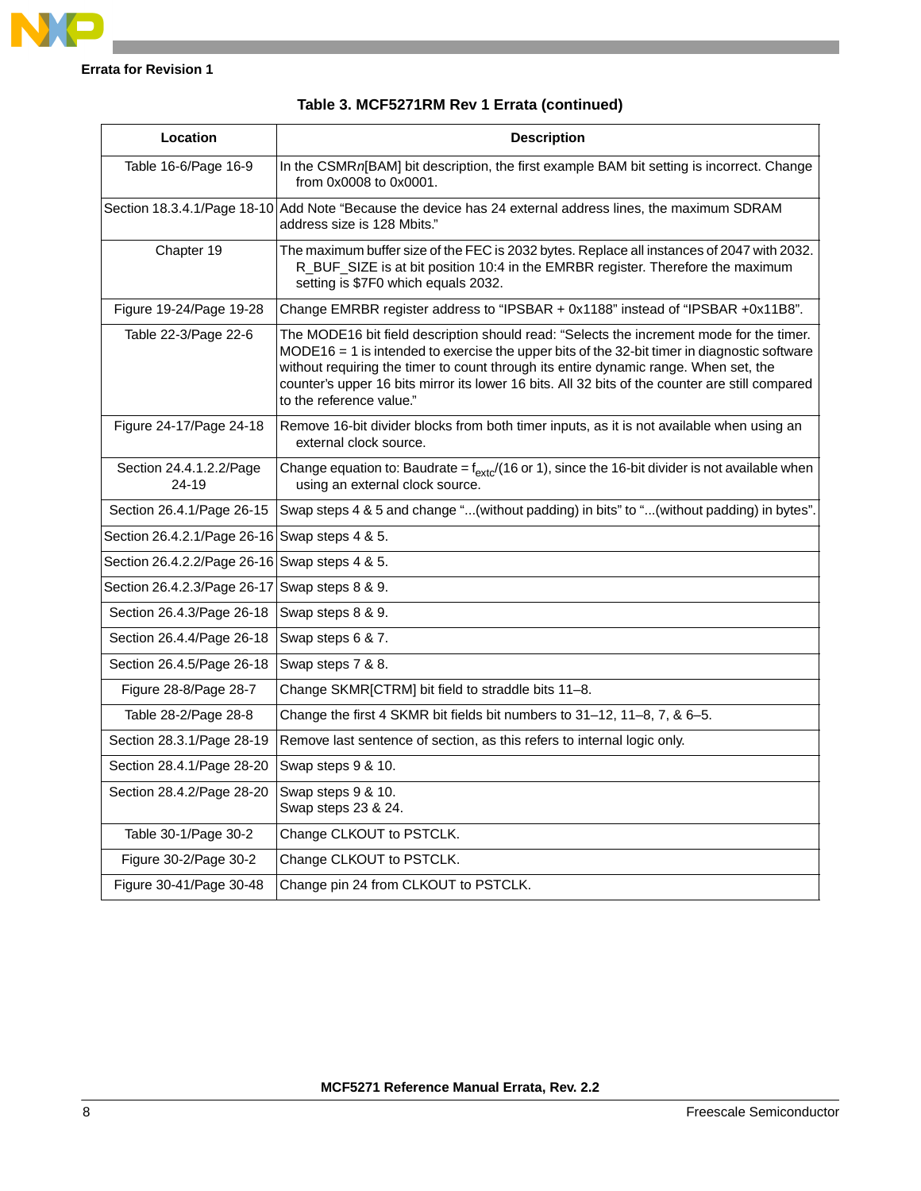Table 3. MCF5271RM Rev 1 Errata (continued)

| Location | Description |
|---|---|
| Table 16-6/Page 16-9 | In the CSMR*n*[BAM] bit description, the first example BAM bit setting is incorrect. Change from 0x0008 to 0x0001. |
| Section 18.3.4.1/Page 18-10 | Add Note "Because the device has 24 external address lines, the maximum SDRAM address size is 128 Mbits." |
| Chapter 19 | The maximum buffer size of the FEC is 2032 bytes. Replace all instances of 2047 with 2032. R_BUF_SIZE is at bit position 10:4 in the EMRBR register. Therefore the maximum setting is $7F0 which equals 2032. |
| Figure 19-24/Page 19-28 | Change EMRBR register address to "IPSBAR + 0x1188" instead of "IPSBAR +0x11B8". |
| Table 22-3/Page 22-6 | The MODE16 bit field description should read: "Selects the increment mode for the timer. MODE16 = 1 is intended to exercise the upper bits of the 32-bit timer in diagnostic software without requiring the timer to count through its entire dynamic range. When set, the counter's upper 16 bits mirror its lower 16 bits. All 32 bits of the counter are still compared to the reference value." |
| Figure 24-17/Page 24-18 | Remove 16-bit divider blocks from both timer inputs, as it is not available when using an external clock source. |
| Section 24.4.1.2.2/Page 24-19 | Change equation to: Baudrate = $f_{extc}$/(16 or 1), since the 16-bit divider is not available when using an external clock source. |
| Section 26.4.1/Page 26-15 | Swap steps 4 & 5 and change "...(without padding) in bits" to "...(without padding) in bytes". |
| Section 26.4.2.1/Page 26-16 | Swap steps 4 & 5. |
| Section 26.4.2.2/Page 26-16 | Swap steps 4 & 5. |
| Section 26.4.2.3/Page 26-17 | Swap steps 8 & 9. |
| Section 26.4.3/Page 26-18 | Swap steps 8 & 9. |
| Section 26.4.4/Page 26-18 | Swap steps 6 & 7. |
| Section 26.4.5/Page 26-18 | Swap steps 7 & 8. |
| Figure 28-8/Page 28-7 | Change SKMR[CTRM] bit field to straddle bits 11–8. |
| Table 28-2/Page 28-8 | Change the first 4 SKMR bit fields bit numbers to 31–12, 11–8, 7, & 6–5. |
| Section 28.3.1/Page 28-19 | Remove last sentence of section, as this refers to internal logic only. |
| Section 28.4.1/Page 28-20 | Swap steps 9 & 10. |
| Section 28.4.2/Page 28-20 | Swap steps 9 & 10.<br>Swap steps 23 & 24. |
| Table 30-1/Page 30-2 | Change CLKOUT to PSTCLK. |
| Figure 30-2/Page 30-2 | Change CLKOUT to PSTCLK. |
| Figure 30-41/Page 30-48 | Change pin 24 from CLKOUT to PSTCLK. |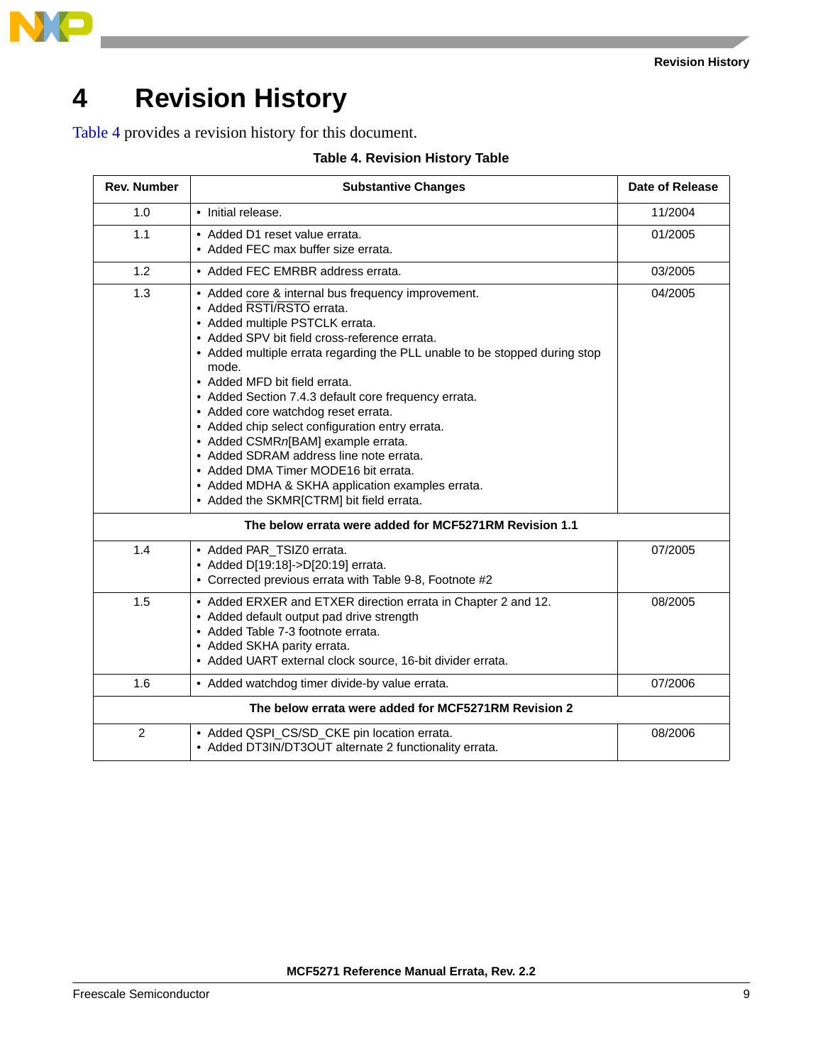# 4 Revision History

Table 4 provides a revision history for this document.

**Table 4. Revision History Table**

| Rev. Number | Substantive Changes | Date of Release |
|---|---|---|
| 1.0 | • Initial release. | 11/2004 |
| 1.1 | • Added D1 reset value errata.<br>• Added FEC max buffer size errata. | 01/2005 |
| 1.2 | • Added FEC EMRBR address errata. | 03/2005 |
| 1.3 | • Added core & internal bus frequency improvement.<br>• Added $\overline{RSTI}$/$\overline{RSTO}$ errata.<br>• Added multiple PSTCLK errata.<br>• Added SPV bit field cross-reference errata.<br>• Added multiple errata regarding the PLL unable to be stopped during stop mode.<br>• Added MFD bit field errata.<br>• Added Section 7.4.3 default core frequency errata.<br>• Added core watchdog reset errata.<br>• Added chip select configuration entry errata.<br>• Added CSMR*n*[BAM] example errata.<br>• Added SDRAM address line note errata.<br>• Added DMA Timer MODE16 bit errata.<br>• Added MDHA & SKHA application examples errata.<br>• Added the SKMR[CTRM] bit field errata. | 04/2005 |
| **The below errata were added for MCF5271RM Revision 1.1** | | |
| 1.4 | • Added PAR_TSIZ0 errata.<br>• Added D[19:18]->D[20:19] errata.<br>• Corrected previous errata with Table 9-8, Footnote #2 | 07/2005 |
| 1.5 | • Added ERXER and ETXER direction errata in Chapter 2 and 12.<br>• Added default output pad drive strength<br>• Added Table 7-3 footnote errata.<br>• Added SKHA parity errata.<br>• Added UART external clock source, 16-bit divider errata. | 08/2005 |
| 1.6 | • Added watchdog timer divide-by value errata. | 07/2006 |
| **The below errata were added for MCF5271RM Revision 2** | | |
| 2 | • Added QSPI_CS/SD_CKE pin location errata.<br>• Added DT3IN/DT3OUT alternate 2 functionality errata. | 08/2006 |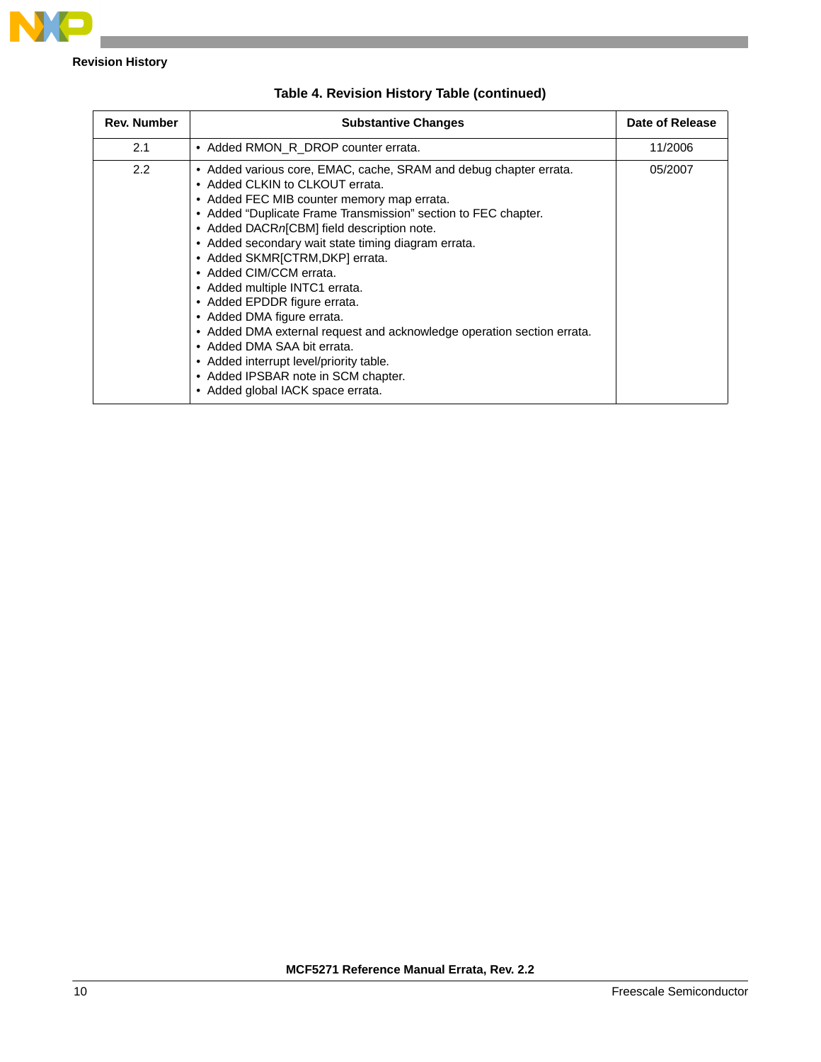**Table 4. Revision History Table (continued)**

| Rev. Number | Substantive Changes | Date of Release |
|---|---|---|
| 2.1 | • Added RMON_R_DROP counter errata. | 11/2006 |
| 2.2 | • Added various core, EMAC, cache, SRAM and debug chapter errata.<br>• Added CLKIN to CLKOUT errata.<br>• Added FEC MIB counter memory map errata.<br>• Added "Duplicate Frame Transmission" section to FEC chapter.<br>• Added DACR*n*[CBM] field description note.<br>• Added secondary wait state timing diagram errata.<br>• Added SKMR[CTRM,DKP] errata.<br>• Added CIM/CCM errata.<br>• Added multiple INTC1 errata.<br>• Added EPDDR figure errata.<br>• Added DMA figure errata.<br>• Added DMA external request and acknowledge operation section errata.<br>• Added DMA SAA bit errata.<br>• Added interrupt level/priority table.<br>• Added IPSBAR note in SCM chapter.<br>• Added global IACK space errata. | 05/2007 |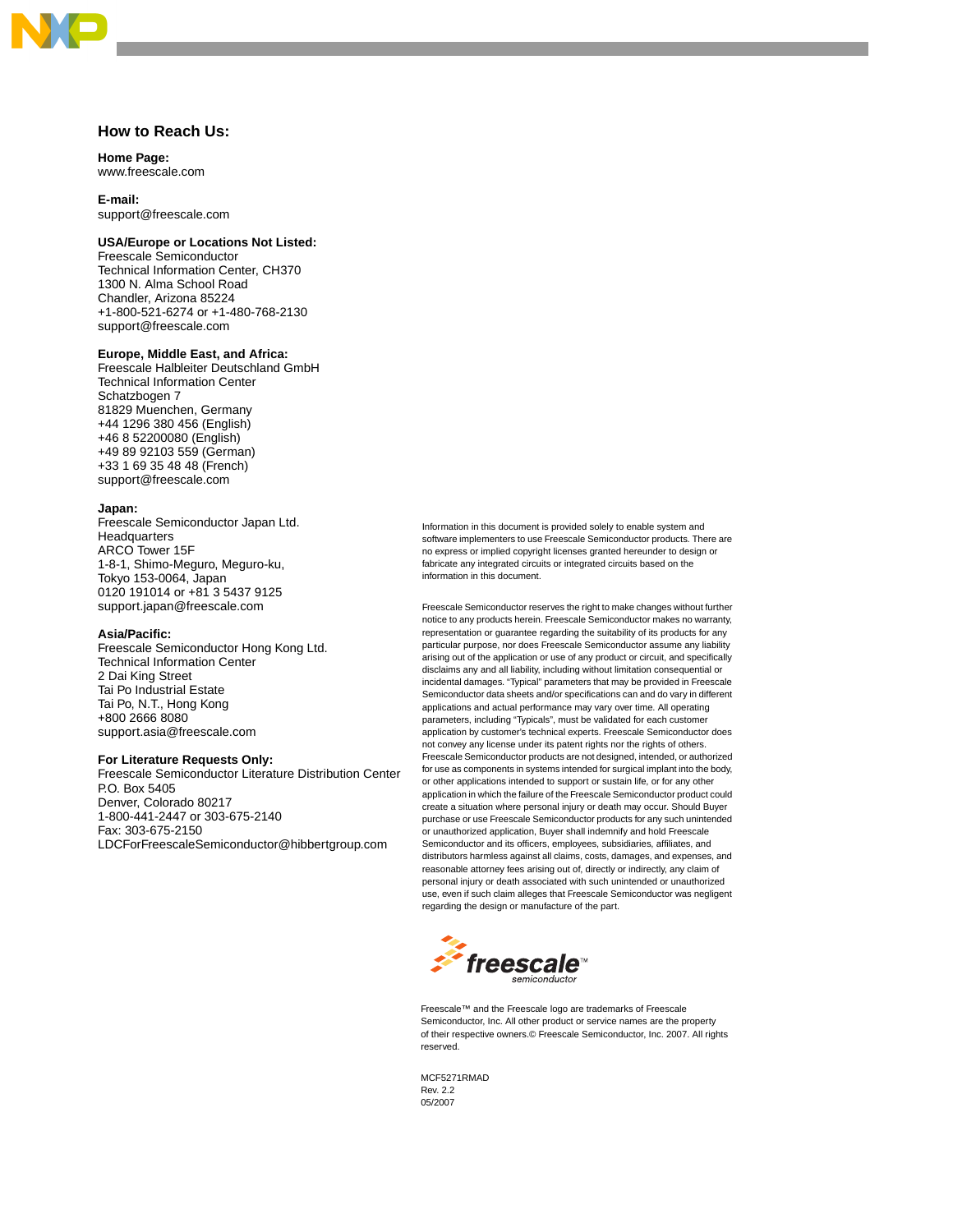## How to Reach Us:

**Home Page:**
www.freescale.com

**E-mail:**
support@freescale.com

**USA/Europe or Locations Not Listed:**
Freescale Semiconductor
Technical Information Center, CH370
1300 N. Alma School Road
Chandler, Arizona 85224
+1-800-521-6274 or +1-480-768-2130
support@freescale.com

**Europe, Middle East, and Africa:**
Freescale Halbleiter Deutschland GmbH
Technical Information Center
Schatzbogen 7
81829 Muenchen, Germany
+44 1296 380 456 (English)
+46 8 52200080 (English)
+49 89 92103 559 (German)
+33 1 69 35 48 48 (French)
support@freescale.com

**Japan:**
Freescale Semiconductor Japan Ltd.
Headquarters
ARCO Tower 15F
1-8-1, Shimo-Meguro, Meguro-ku,
Tokyo 153-0064, Japan
0120 191014 or +81 3 5437 9125
support.japan@freescale.com

**Asia/Pacific:**
Freescale Semiconductor Hong Kong Ltd.
Technical Information Center
2 Dai King Street
Tai Po Industrial Estate
Tai Po, N.T., Hong Kong
+800 2666 8080
support.asia@freescale.com

**For Literature Requests Only:**
Freescale Semiconductor Literature Distribution Center
P.O. Box 5405
Denver, Colorado 80217
1-800-441-2447 or 303-675-2140
Fax: 303-675-2150
LDCForFreescaleSemiconductor@hibbertgroup.com

Information in this document is provided solely to enable system and software implementers to use Freescale Semiconductor products. There are no express or implied copyright licenses granted hereunder to design or fabricate any integrated circuits or integrated circuits based on the information in this document.

Freescale Semiconductor reserves the right to make changes without further notice to any products herein. Freescale Semiconductor makes no warranty, representation or guarantee regarding the suitability of its products for any particular purpose, nor does Freescale Semiconductor assume any liability arising out of the application or use of any product or circuit, and specifically disclaims any and all liability, including without limitation consequential or incidental damages. "Typical" parameters that may be provided in Freescale Semiconductor data sheets and/or specifications can and do vary in different applications and actual performance may vary over time. All operating parameters, including "Typicals", must be validated for each customer application by customer's technical experts. Freescale Semiconductor does not convey any license under its patent rights nor the rights of others. Freescale Semiconductor products are not designed, intended, or authorized for use as components in systems intended for surgical implant into the body, or other applications intended to support or sustain life, or for any other application in which the failure of the Freescale Semiconductor product could create a situation where personal injury or death may occur. Should Buyer purchase or use Freescale Semiconductor products for any such unintended or unauthorized application, Buyer shall indemnify and hold Freescale Semiconductor and its officers, employees, subsidiaries, affiliates, and distributors harmless against all claims, costs, damages, and expenses, and reasonable attorney fees arising out of, directly or indirectly, any claim of personal injury or death associated with such unintended or unauthorized use, even if such claim alleges that Freescale Semiconductor was negligent regarding the design or manufacture of the part.

Freescale™ and the Freescale logo are trademarks of Freescale Semiconductor, Inc. All other product or service names are the property of their respective owners.© Freescale Semiconductor, Inc. 2007. All rights reserved.

MCF5271RMAD
Rev. 2.2
05/2007